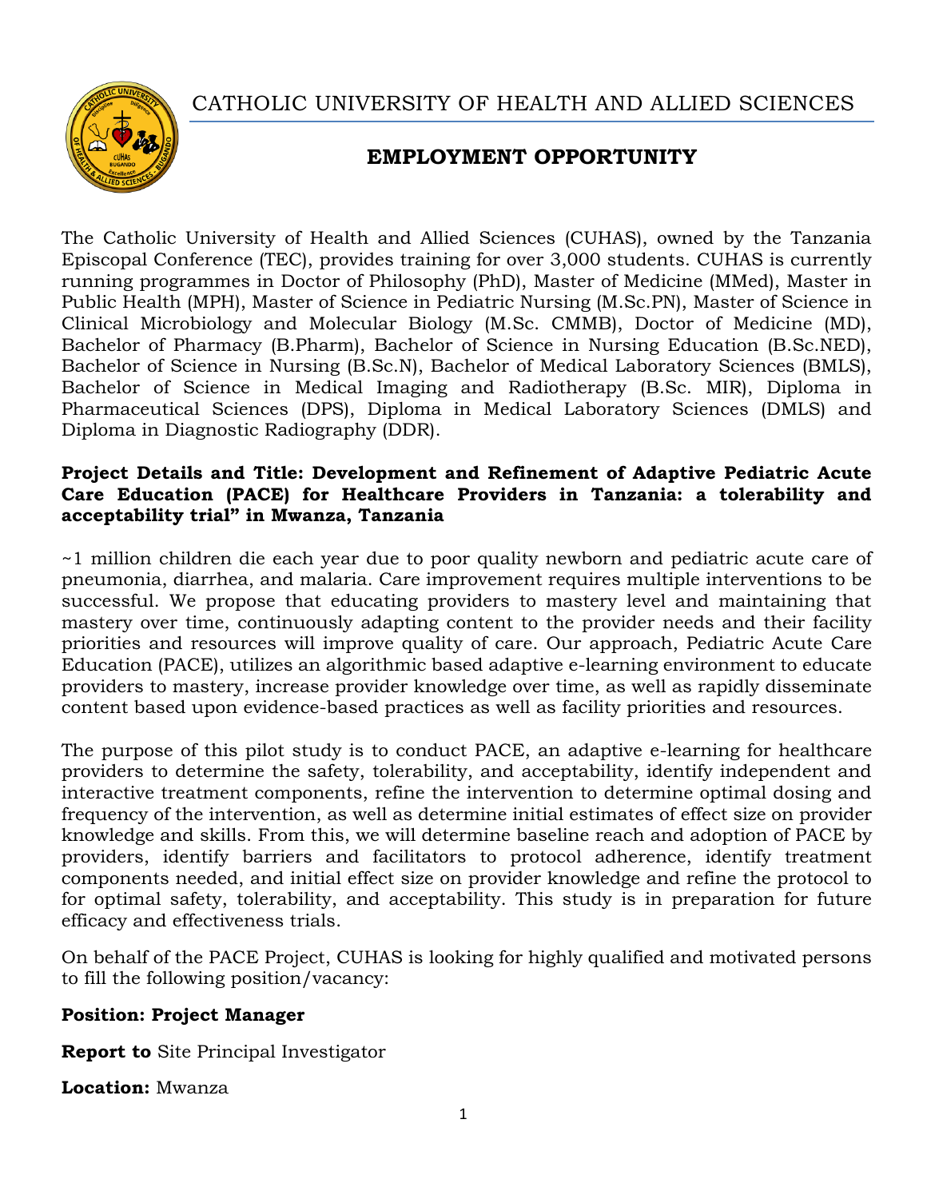# CATHOLIC UNIVERSITY OF HEALTH AND ALLIED SCIENCES

## EMPLOYMENT OPPORTUNITY

The Catholic University of Health and Allied Sciences (CUHAS), owned by the Tanzania Episcopal Conference (TEC), provides training for over 3,000 students. CUHAS is currently running programmes in Doctor of Philosophy (PhD), Master of Medicine (MMed), Master in Public Health (MPH), Master of Science in Pediatric Nursing (M.Sc.PN), Master of Science in Clinical Microbiology and Molecular Biology (M.Sc. CMMB), Doctor of Medicine (MD), Bachelor of Pharmacy (B.Pharm), Bachelor of Science in Nursing Education (B.Sc.NED), Bachelor of Science in Nursing (B.Sc.N), Bachelor of Medical Laboratory Sciences (BMLS), Bachelor of Science in Medical Imaging and Radiotherapy (B.Sc. MIR), Diploma in Pharmaceutical Sciences (DPS), Diploma in Medical Laboratory Sciences (DMLS) and Diploma in Diagnostic Radiography (DDR).

**Project Details and Title: Development and Refinement of Adaptive Pediatric Acute Care Education (PACE) for Healthcare Providers in Tanzania: a tolerability and acceptability trial" in Mwanza, Tanzania**

~1 million children die each year due to poor quality newborn and pediatric acute care of pneumonia, diarrhea, and malaria. Care improvement requires multiple interventions to be successful. We propose that educating providers to mastery level and maintaining that mastery over time, continuously adapting content to the provider needs and their facility priorities and resources will improve quality of care. Our approach, Pediatric Acute Care Education (PACE), utilizes an algorithmic based adaptive e-learning environment to educate providers to mastery, increase provider knowledge over time, as well as rapidly disseminate content based upon evidence-based practices as well as facility priorities and resources.

The purpose of this pilot study is to conduct PACE, an adaptive e-learning for healthcare providers to determine the safety, tolerability, and acceptability, identify independent and interactive treatment components, refine the intervention to determine optimal dosing and frequency of the intervention, as well as determine initial estimates of effect size on provider knowledge and skills. From this, we will determine baseline reach and adoption of PACE by providers, identify barriers and facilitators to protocol adherence, identify treatment components needed, and initial effect size on provider knowledge and refine the protocol to for optimal safety, tolerability, and acceptability. This study is in preparation for future efficacy and effectiveness trials.

On behalf of the PACE Project, CUHAS is looking for highly qualified and motivated persons to fill the following position/vacancy:

**Position: Project Manager**

**Report to** Site Principal Investigator

**Location:** Mwanza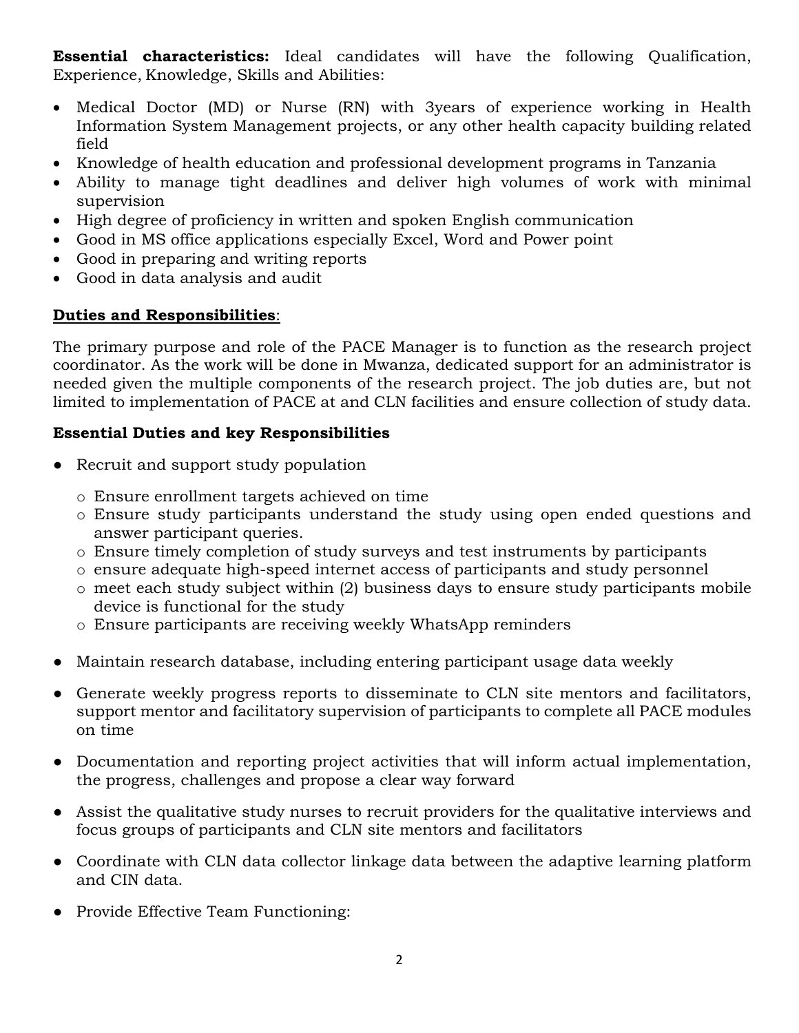**Essential characteristics:** Ideal candidates will have the following Qualification, Experience, Knowledge, Skills and Abilities:

- Medical Doctor (MD) or Nurse (RN) with 3years of experience working in Health Information System Management projects, or any other health capacity building related field
- Knowledge of health education and professional development programs in Tanzania
- Ability to manage tight deadlines and deliver high volumes of work with minimal supervision
- High degree of proficiency in written and spoken English communication
- Good in MS office applications especially Excel, Word and Power point
- Good in preparing and writing reports
- Good in data analysis and audit

**<u>Duties and Responsibilities</u>**:

The primary purpose and role of the PACE Manager is to function as the research project coordinator. As the work will be done in Mwanza, dedicated support for an administrator is needed given the multiple components of the research project. The job duties are, but not limited to implementation of PACE at and CLN facilities and ensure collection of study data.

**Essential Duties and key Responsibilities**

- Recruit and support study population
  - Ensure enrollment targets achieved on time
  - Ensure study participants understand the study using open ended questions and answer participant queries.
  - Ensure timely completion of study surveys and test instruments by participants
  - ensure adequate high-speed internet access of participants and study personnel
  - meet each study subject within (2) business days to ensure study participants mobile device is functional for the study
  - Ensure participants are receiving weekly WhatsApp reminders
- Maintain research database, including entering participant usage data weekly
- Generate weekly progress reports to disseminate to CLN site mentors and facilitators, support mentor and facilitatory supervision of participants to complete all PACE modules on time
- Documentation and reporting project activities that will inform actual implementation, the progress, challenges and propose a clear way forward
- Assist the qualitative study nurses to recruit providers for the qualitative interviews and focus groups of participants and CLN site mentors and facilitators
- Coordinate with CLN data collector linkage data between the adaptive learning platform and CIN data.
- Provide Effective Team Functioning: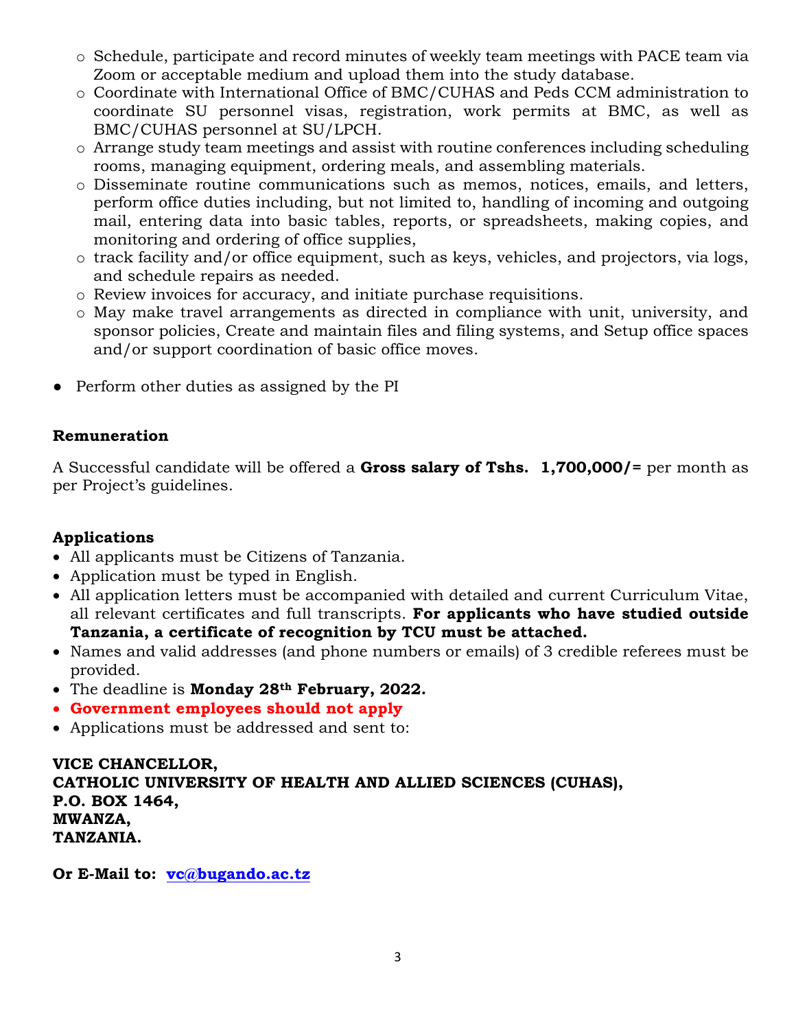- Schedule, participate and record minutes of weekly team meetings with PACE team via Zoom or acceptable medium and upload them into the study database.
  - Coordinate with International Office of BMC/CUHAS and Peds CCM administration to coordinate SU personnel visas, registration, work permits at BMC, as well as BMC/CUHAS personnel at SU/LPCH.
  - Arrange study team meetings and assist with routine conferences including scheduling rooms, managing equipment, ordering meals, and assembling materials.
  - Disseminate routine communications such as memos, notices, emails, and letters, perform office duties including, but not limited to, handling of incoming and outgoing mail, entering data into basic tables, reports, or spreadsheets, making copies, and monitoring and ordering of office supplies,
  - track facility and/or office equipment, such as keys, vehicles, and projectors, via logs, and schedule repairs as needed.
  - Review invoices for accuracy, and initiate purchase requisitions.
  - May make travel arrangements as directed in compliance with unit, university, and sponsor policies, Create and maintain files and filing systems, and Setup office spaces and/or support coordination of basic office moves.

- Perform other duties as assigned by the PI

**Remuneration**

A Successful candidate will be offered a **Gross salary of Tshs. 1,700,000/=** per month as per Project's guidelines.

**Applications**

- All applicants must be Citizens of Tanzania.
- Application must be typed in English.
- All application letters must be accompanied with detailed and current Curriculum Vitae, all relevant certificates and full transcripts. **For applicants who have studied outside Tanzania, a certificate of recognition by TCU must be attached.**
- Names and valid addresses (and phone numbers or emails) of 3 credible referees must be provided.
- The deadline is **Monday 28th February, 2022.**
- **Government employees should not apply**
- Applications must be addressed and sent to:

**VICE CHANCELLOR,**
**CATHOLIC UNIVERSITY OF HEALTH AND ALLIED SCIENCES (CUHAS),**
**P.O. BOX 1464,**
**MWANZA,**
**TANZANIA.**

**Or E-Mail to: vc@bugando.ac.tz**